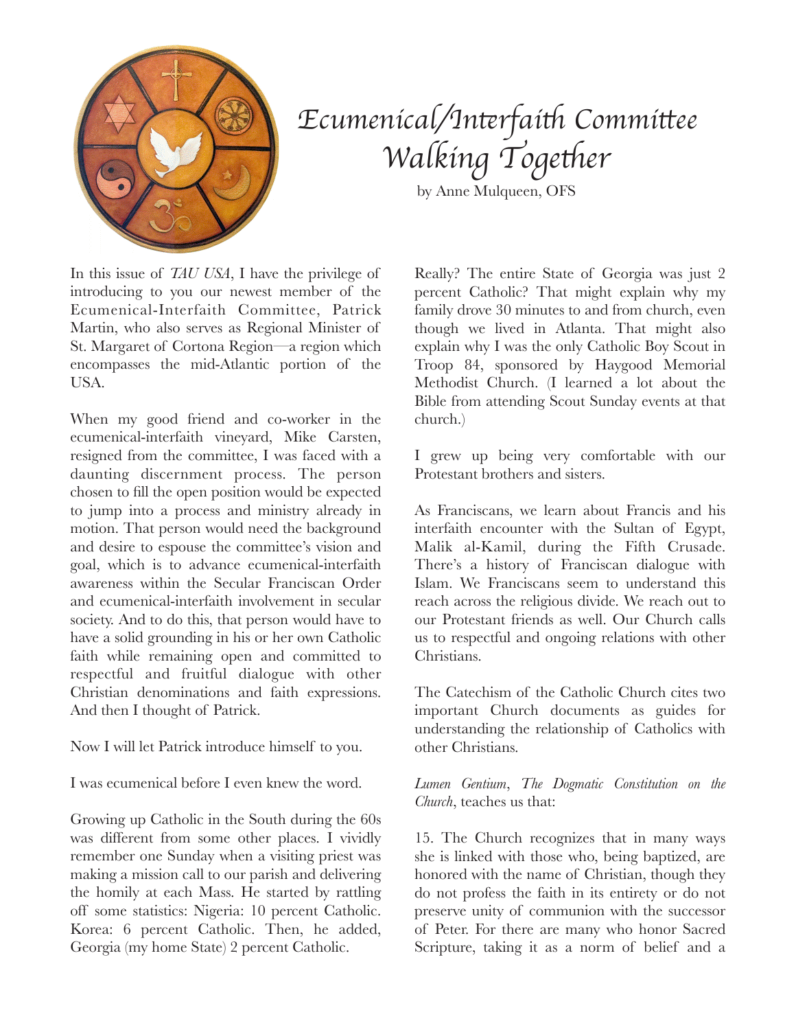# Ecumenical/Interfaith Committee
## Walking Together

by Anne Mulqueen, OFS

In this issue of *TAU USA*, I have the privilege of introducing to you our newest member of the Ecumenical-Interfaith Committee, Patrick Martin, who also serves as Regional Minister of St. Margaret of Cortona Region—a region which encompasses the mid-Atlantic portion of the USA.

When my good friend and co-worker in the ecumenical-interfaith vineyard, Mike Carsten, resigned from the committee, I was faced with a daunting discernment process. The person chosen to fill the open position would be expected to jump into a process and ministry already in motion. That person would need the background and desire to espouse the committee's vision and goal, which is to advance ecumenical-interfaith awareness within the Secular Franciscan Order and ecumenical-interfaith involvement in secular society. And to do this, that person would have to have a solid grounding in his or her own Catholic faith while remaining open and committed to respectful and fruitful dialogue with other Christian denominations and faith expressions. And then I thought of Patrick.

Now I will let Patrick introduce himself to you.

I was ecumenical before I even knew the word.

Growing up Catholic in the South during the 60s was different from some other places. I vividly remember one Sunday when a visiting priest was making a mission call to our parish and delivering the homily at each Mass. He started by rattling off some statistics: Nigeria: 10 percent Catholic. Korea: 6 percent Catholic. Then, he added, Georgia (my home State) 2 percent Catholic.

Really? The entire State of Georgia was just 2 percent Catholic? That might explain why my family drove 30 minutes to and from church, even though we lived in Atlanta. That might also explain why I was the only Catholic Boy Scout in Troop 84, sponsored by Haygood Memorial Methodist Church. (I learned a lot about the Bible from attending Scout Sunday events at that church.)

I grew up being very comfortable with our Protestant brothers and sisters.

As Franciscans, we learn about Francis and his interfaith encounter with the Sultan of Egypt, Malik al-Kamil, during the Fifth Crusade. There's a history of Franciscan dialogue with Islam. We Franciscans seem to understand this reach across the religious divide. We reach out to our Protestant friends as well. Our Church calls us to respectful and ongoing relations with other Christians.

The Catechism of the Catholic Church cites two important Church documents as guides for understanding the relationship of Catholics with other Christians.

*Lumen Gentium*, *The Dogmatic Constitution on the Church*, teaches us that:

15. The Church recognizes that in many ways she is linked with those who, being baptized, are honored with the name of Christian, though they do not profess the faith in its entirety or do not preserve unity of communion with the successor of Peter. For there are many who honor Sacred Scripture, taking it as a norm of belief and a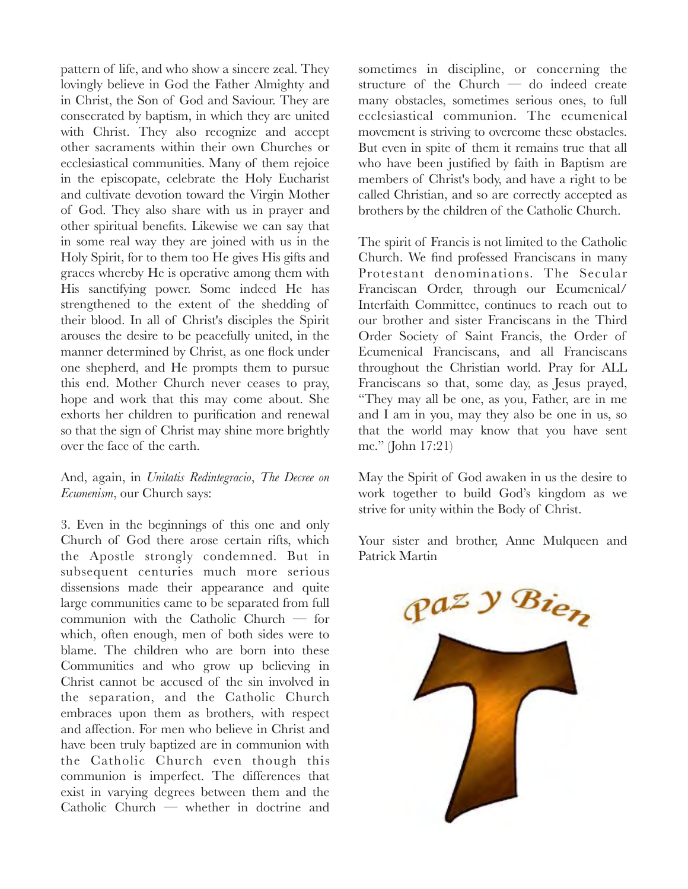pattern of life, and who show a sincere zeal. They lovingly believe in God the Father Almighty and in Christ, the Son of God and Saviour. They are consecrated by baptism, in which they are united with Christ. They also recognize and accept other sacraments within their own Churches or ecclesiastical communities. Many of them rejoice in the episcopate, celebrate the Holy Eucharist and cultivate devotion toward the Virgin Mother of God. They also share with us in prayer and other spiritual benefits. Likewise we can say that in some real way they are joined with us in the Holy Spirit, for to them too He gives His gifts and graces whereby He is operative among them with His sanctifying power. Some indeed He has strengthened to the extent of the shedding of their blood. In all of Christ's disciples the Spirit arouses the desire to be peacefully united, in the manner determined by Christ, as one flock under one shepherd, and He prompts them to pursue this end. Mother Church never ceases to pray, hope and work that this may come about. She exhorts her children to purification and renewal so that the sign of Christ may shine more brightly over the face of the earth.

And, again, in *Unitatis Redintegracio*, *The Decree on Ecumenism*, our Church says:

3. Even in the beginnings of this one and only Church of God there arose certain rifts, which the Apostle strongly condemned. But in subsequent centuries much more serious dissensions made their appearance and quite large communities came to be separated from full communion with the Catholic Church — for which, often enough, men of both sides were to blame. The children who are born into these Communities and who grow up believing in Christ cannot be accused of the sin involved in the separation, and the Catholic Church embraces upon them as brothers, with respect and affection. For men who believe in Christ and have been truly baptized are in communion with the Catholic Church even though this communion is imperfect. The differences that exist in varying degrees between them and the Catholic Church — whether in doctrine and sometimes in discipline, or concerning the structure of the Church — do indeed create many obstacles, sometimes serious ones, to full ecclesiastical communion. The ecumenical movement is striving to overcome these obstacles. But even in spite of them it remains true that all who have been justified by faith in Baptism are members of Christ's body, and have a right to be called Christian, and so are correctly accepted as brothers by the children of the Catholic Church.

The spirit of Francis is not limited to the Catholic Church. We find professed Franciscans in many Protestant denominations. The Secular Franciscan Order, through our Ecumenical/ Interfaith Committee, continues to reach out to our brother and sister Franciscans in the Third Order Society of Saint Francis, the Order of Ecumenical Franciscans, and all Franciscans throughout the Christian world. Pray for ALL Franciscans so that, some day, as Jesus prayed, "They may all be one, as you, Father, are in me and I am in you, may they also be one in us, so that the world may know that you have sent me." (John 17:21)

May the Spirit of God awaken in us the desire to work together to build God's kingdom as we strive for unity within the Body of Christ.

Your sister and brother, Anne Mulqueen and Patrick Martin

Paz y Bien